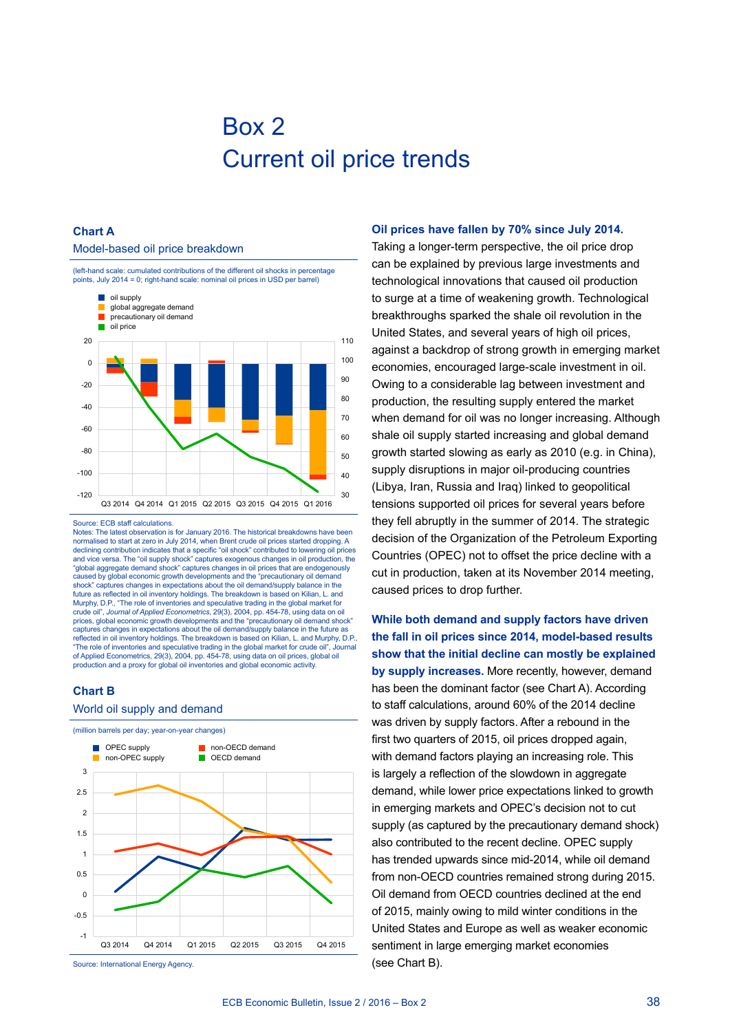# Box 2
# Current oil price trends

### Chart A

Model-based oil price breakdown

(left-hand scale: cumulated contributions of the different oil shocks in percentage points, July 2014 = 0; right-hand scale: nominal oil prices in USD per barrel)

Source: ECB staff calculations.
Notes: The latest observation is for January 2016. The historical breakdowns have been normalised to start at zero in July 2014, when Brent crude oil prices started dropping. A declining contribution indicates that a specific "oil shock" contributed to lowering oil prices and vice versa. The "oil supply shock" captures exogenous changes in oil production, the "global aggregate demand shock" captures changes in oil prices that are endogenously caused by global economic growth developments and the "precautionary oil demand shock" captures changes in expectations about the oil demand/supply balance in the future as reflected in oil inventory holdings. The breakdown is based on Kilian, L. and Murphy, D.P., "The role of inventories and speculative trading in the global market for crude oil", *Journal of Applied Econometrics*, 29(3), 2004, pp. 454-78, using data on oil prices, global economic growth developments and the "precautionary oil demand shock" captures changes in expectations about the oil demand/supply balance in the future as reflected in oil inventory holdings. The breakdown is based on Kilian, L. and Murphy, D.P., "The role of inventories and speculative trading in the global market for crude oil", Journal of Applied Econometrics, 29(3), 2004, pp. 454-78, using data on oil prices, global oil production and a proxy for global oil inventories and global economic activity.

### Chart B

World oil supply and demand

(million barrels per day; year-on-year changes)

Source: International Energy Agency.

**Oil prices have fallen by 70% since July 2014.** Taking a longer-term perspective, the oil price drop can be explained by previous large investments and technological innovations that caused oil production to surge at a time of weakening growth. Technological breakthroughs sparked the shale oil revolution in the United States, and several years of high oil prices, against a backdrop of strong growth in emerging market economies, encouraged large-scale investment in oil. Owing to a considerable lag between investment and production, the resulting supply entered the market when demand for oil was no longer increasing. Although shale oil supply started increasing and global demand growth started slowing as early as 2010 (e.g. in China), supply disruptions in major oil-producing countries (Libya, Iran, Russia and Iraq) linked to geopolitical tensions supported oil prices for several years before they fell abruptly in the summer of 2014. The strategic decision of the Organization of the Petroleum Exporting Countries (OPEC) not to offset the price decline with a cut in production, taken at its November 2014 meeting, caused prices to drop further.

**While both demand and supply factors have driven the fall in oil prices since 2014, model-based results show that the initial decline can mostly be explained by supply increases.** More recently, however, demand has been the dominant factor (see Chart A). According to staff calculations, around 60% of the 2014 decline was driven by supply factors. After a rebound in the first two quarters of 2015, oil prices dropped again, with demand factors playing an increasing role. This is largely a reflection of the slowdown in aggregate demand, while lower price expectations linked to growth in emerging markets and OPEC's decision not to cut supply (as captured by the precautionary demand shock) also contributed to the recent decline. OPEC supply has trended upwards since mid-2014, while oil demand from non-OECD countries remained strong during 2015. Oil demand from OECD countries declined at the end of 2015, mainly owing to mild winter conditions in the United States and Europe as well as weaker economic sentiment in large emerging market economies (see Chart B).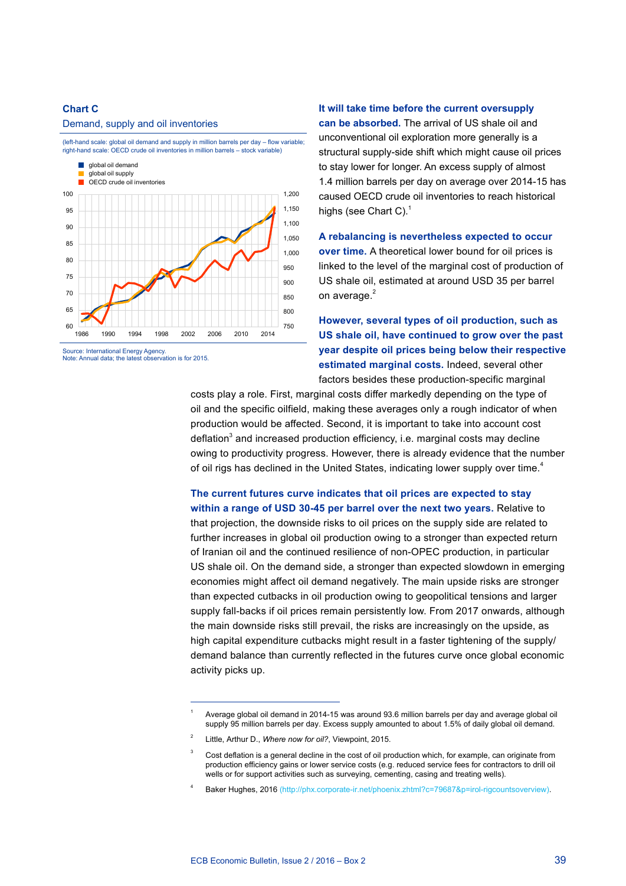**Chart C**

Demand, supply and oil inventories

(left-hand scale: global oil demand and supply in million barrels per day – flow variable; right-hand scale: OECD crude oil inventories in million barrels – stock variable)

global oil demand
global oil supply
OECD crude oil inventories

100
95
90
85
80
75
70
65
60

1,200
1,150
1,100
1,050
1,000
950
900
850
800
750

1986 1990 1994 1998 2002 2006 2010 2014

Source: International Energy Agency.
Note: Annual data; the latest observation is for 2015.

**It will take time before the current oversupply can be absorbed.** The arrival of US shale oil and unconventional oil exploration more generally is a structural supply-side shift which might cause oil prices to stay lower for longer. An excess supply of almost 1.4 million barrels per day on average over 2014-15 has caused OECD crude oil inventories to reach historical highs (see Chart C).[1]

**A rebalancing is nevertheless expected to occur over time.** A theoretical lower bound for oil prices is linked to the level of the marginal cost of production of US shale oil, estimated at around USD 35 per barrel on average.[2]

**However, several types of oil production, such as US shale oil, have continued to grow over the past year despite oil prices being below their respective estimated marginal costs.** Indeed, several other factors besides these production-specific marginal costs play a role. First, marginal costs differ markedly depending on the type of oil and the specific oilfield, making these averages only a rough indicator of when production would be affected. Second, it is important to take into account cost deflation[3] and increased production efficiency, i.e. marginal costs may decline owing to productivity progress. However, there is already evidence that the number of oil rigs has declined in the United States, indicating lower supply over time.[4]

**The current futures curve indicates that oil prices are expected to stay within a range of USD 30-45 per barrel over the next two years.** Relative to that projection, the downside risks to oil prices on the supply side are related to further increases in global oil production owing to a stronger than expected return of Iranian oil and the continued resilience of non-OPEC production, in particular US shale oil. On the demand side, a stronger than expected slowdown in emerging economies might affect oil demand negatively. The main upside risks are stronger than expected cutbacks in oil production owing to geopolitical tensions and larger supply fall-backs if oil prices remain persistently low. From 2017 onwards, although the main downside risks still prevail, the risks are increasingly on the upside, as high capital expenditure cutbacks might result in a faster tightening of the supply/demand balance than currently reflected in the futures curve once global economic activity picks up.

---

[1] Average global oil demand in 2014-15 was around 93.6 million barrels per day and average global oil supply 95 million barrels per day. Excess supply amounted to about 1.5% of daily global oil demand.

[2] Little, Arthur D., *Where now for oil?*, Viewpoint, 2015.

[3] Cost deflation is a general decline in the cost of oil production which, for example, can originate from production efficiency gains or lower service costs (e.g. reduced service fees for contractors to drill oil wells or for support activities such as surveying, cementing, casing and treating wells).

[4] Baker Hughes, 2016 (http://phx.corporate-ir.net/phoenix.zhtml?c=79687&p=irol-rigcountsoverview).